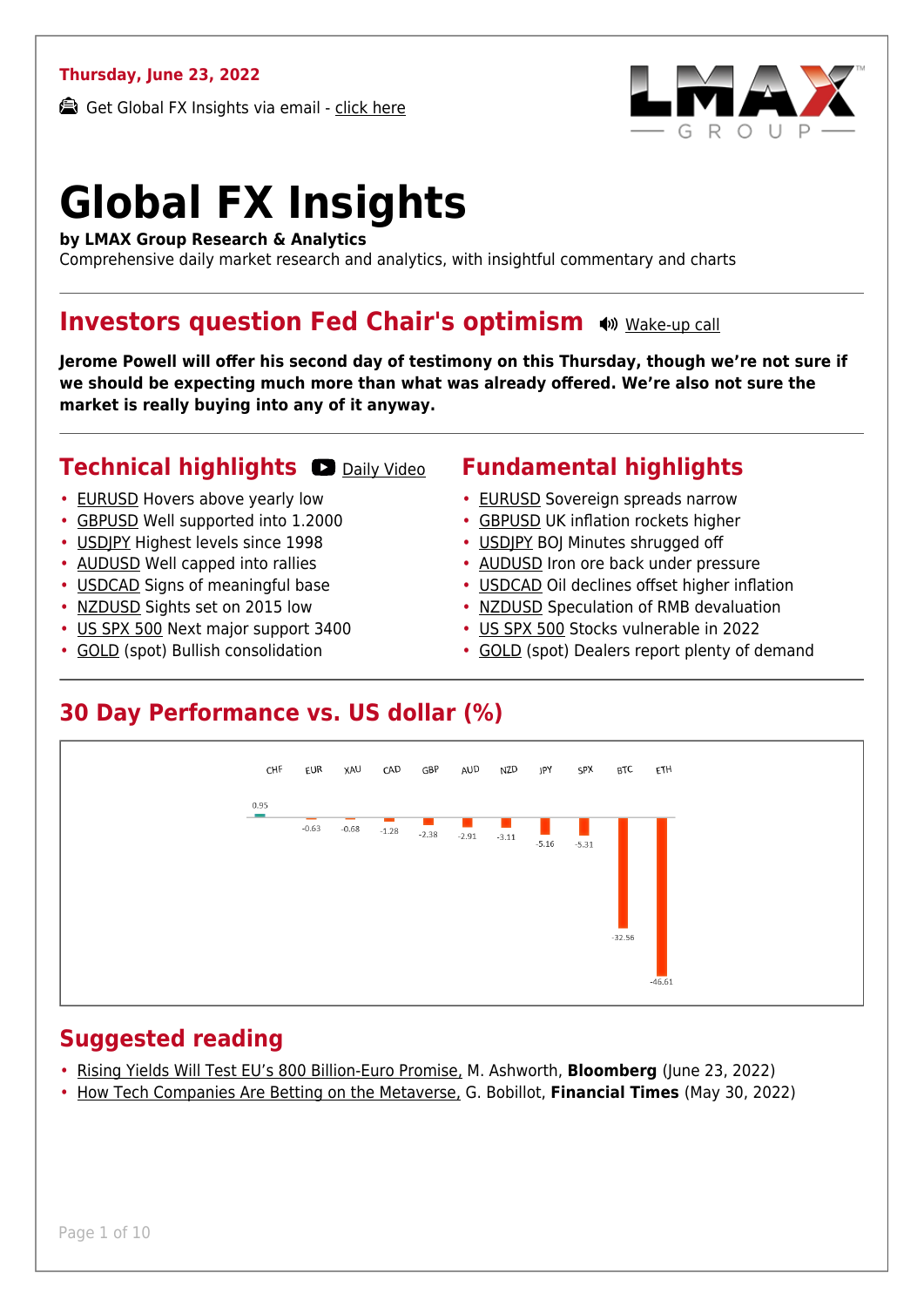Thursday, June 23, 2022

Get Global FX Insights via email - click here

# Global FX Insights

**by LMAX Group Research & Analytics**

Comprehensive daily market research and analytics, with insightful commentary and charts

## Investors question Fed Chair's optimism

Wake-up call

**Jerome Powell will offer his second day of testimony on this Thursday, though we're not sure if we should be expecting much more than what was already offered. We're also not sure the market is really buying into any of it anyway.**

## Technical highlights

Daily Video

- EURUSD Hovers above yearly low
- GBPUSD Well supported into 1.2000
- USDJPY Highest levels since 1998
- AUDUSD Well capped into rallies
- USDCAD Signs of meaningful base
- NZDUSD Sights set on 2015 low
- US SPX 500 Next major support 3400
- GOLD (spot) Bullish consolidation

## Fundamental highlights

- EURUSD Sovereign spreads narrow
- GBPUSD UK inflation rockets higher
- USDJPY BOJ Minutes shrugged off
- AUDUSD Iron ore back under pressure
- USDCAD Oil declines offset higher inflation
- NZDUSD Speculation of RMB devaluation
- US SPX 500 Stocks vulnerable in 2022
- GOLD (spot) Dealers report plenty of demand

## 30 Day Performance vs. US dollar (%)

| CHF | EUR | XAU | CAD | GBP | AUD | NZD | JPY | SPX | BTC | ETH |
|---|---|---|---|---|---|---|---|---|---|---|
| 0.95 | -0.63 | -0.68 | -1.28 | -2.38 | -2.91 | -3.11 | -5.16 | -5.31 | -32.56 | -46.61 |

## Suggested reading

- Rising Yields Will Test EU's 800 Billion-Euro Promise, M. Ashworth, **Bloomberg** (June 23, 2022)
- How Tech Companies Are Betting on the Metaverse, G. Bobillot, **Financial Times** (May 30, 2022)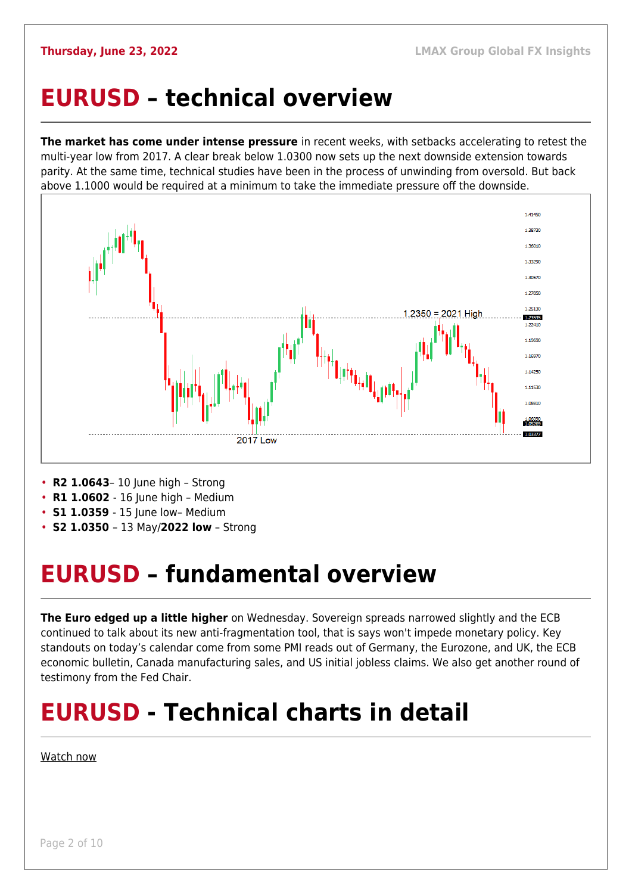# EURUSD – technical overview

**The market has come under intense pressure** in recent weeks, with setbacks accelerating to retest the multi-year low from 2017. A clear break below 1.0300 now sets up the next downside extension towards parity. At the same time, technical studies have been in the process of unwinding from oversold. But back above 1.1000 would be required at a minimum to take the immediate pressure off the downside.

- **R2 1.0643**– 10 June high – Strong
- **R1 1.0602** - 16 June high – Medium
- **S1 1.0359** - 15 June low– Medium
- **S2 1.0350** – 13 May/**2022 low** – Strong

# EURUSD – fundamental overview

**The Euro edged up a little higher** on Wednesday. Sovereign spreads narrowed slightly and the ECB continued to talk about its new anti-fragmentation tool, that is says won't impede monetary policy. Key standouts on today's calendar come from some PMI reads out of Germany, the Eurozone, and UK, the ECB economic bulletin, Canada manufacturing sales, and US initial jobless claims. We also get another round of testimony from the Fed Chair.

# EURUSD - Technical charts in detail

Watch now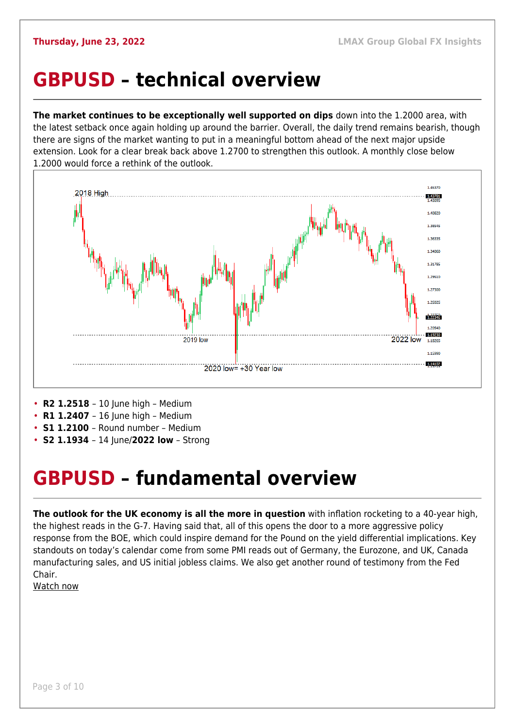# GBPUSD – technical overview

**The market continues to be exceptionally well supported on dips** down into the 1.2000 area, with the latest setback once again holding up around the barrier. Overall, the daily trend remains bearish, though there are signs of the market wanting to put in a meaningful bottom ahead of the next major upside extension. Look for a clear break back above 1.2700 to strengthen this outlook. A monthly close below 1.2000 would force a rethink of the outlook.

- **R2 1.2518** – 10 June high – Medium
- **R1 1.2407** – 16 June high – Medium
- **S1 1.2100** – Round number – Medium
- **S2 1.1934** – 14 June/**2022 low** – Strong

# GBPUSD – fundamental overview

**The outlook for the UK economy is all the more in question** with inflation rocketing to a 40-year high, the highest reads in the G-7. Having said that, all of this opens the door to a more aggressive policy response from the BOE, which could inspire demand for the Pound on the yield differential implications. Key standouts on today's calendar come from some PMI reads out of Germany, the Eurozone, and UK, Canada manufacturing sales, and US initial jobless claims. We also get another round of testimony from the Fed Chair.

Watch now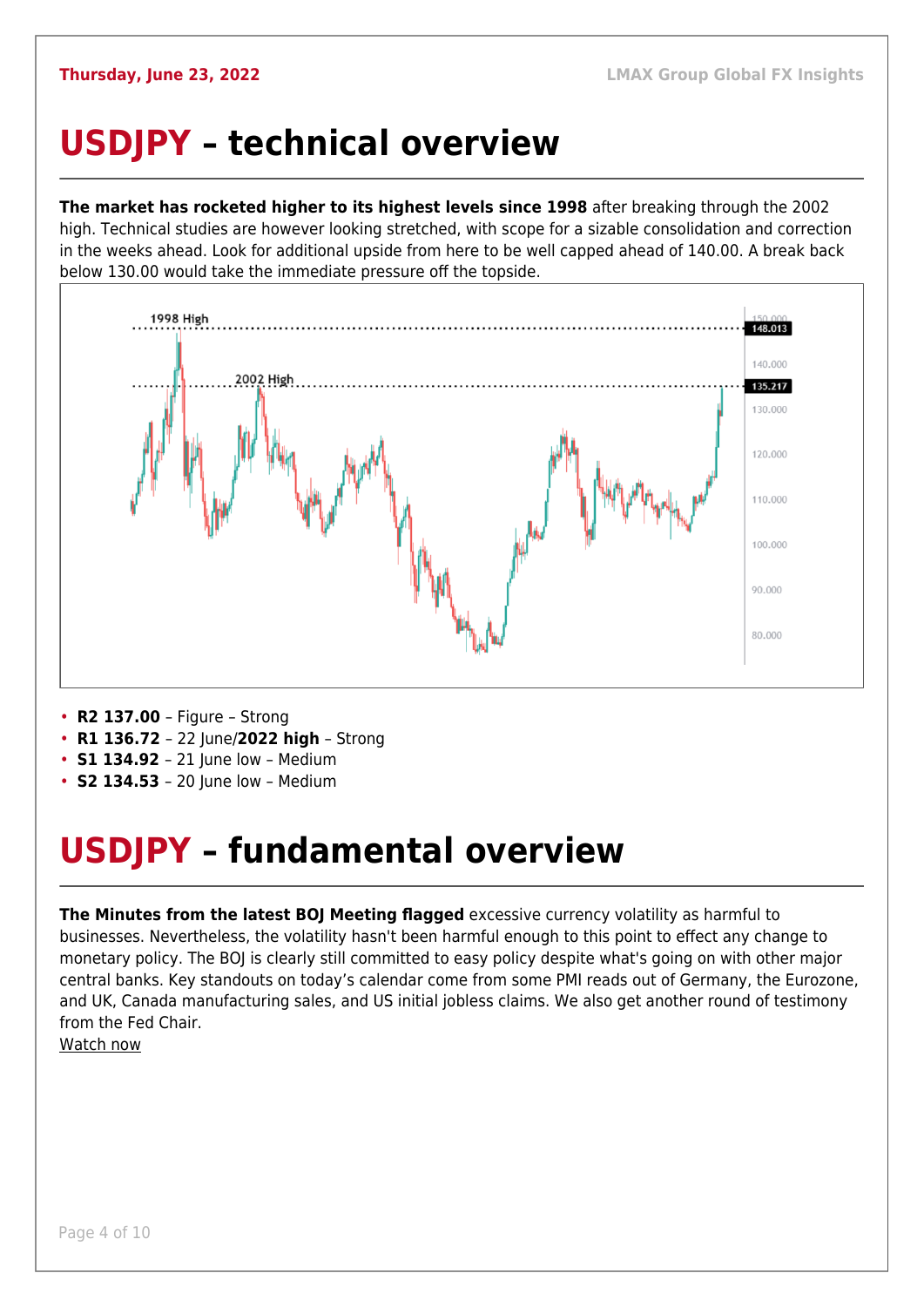# USDJPY – technical overview

**The market has rocketed higher to its highest levels since 1998** after breaking through the 2002 high. Technical studies are however looking stretched, with scope for a sizable consolidation and correction in the weeks ahead. Look for additional upside from here to be well capped ahead of 140.00. A break back below 130.00 would take the immediate pressure off the topside.

- **R2 137.00** – Figure – Strong
- **R1 136.72** – 22 June/**2022 high** – Strong
- **S1 134.92** – 21 June low – Medium
- **S2 134.53** – 20 June low – Medium

# USDJPY – fundamental overview

**The Minutes from the latest BOJ Meeting flagged** excessive currency volatility as harmful to businesses. Nevertheless, the volatility hasn't been harmful enough to this point to effect any change to monetary policy. The BOJ is clearly still committed to easy policy despite what's going on with other major central banks. Key standouts on today's calendar come from some PMI reads out of Germany, the Eurozone, and UK, Canada manufacturing sales, and US initial jobless claims. We also get another round of testimony from the Fed Chair.

Watch now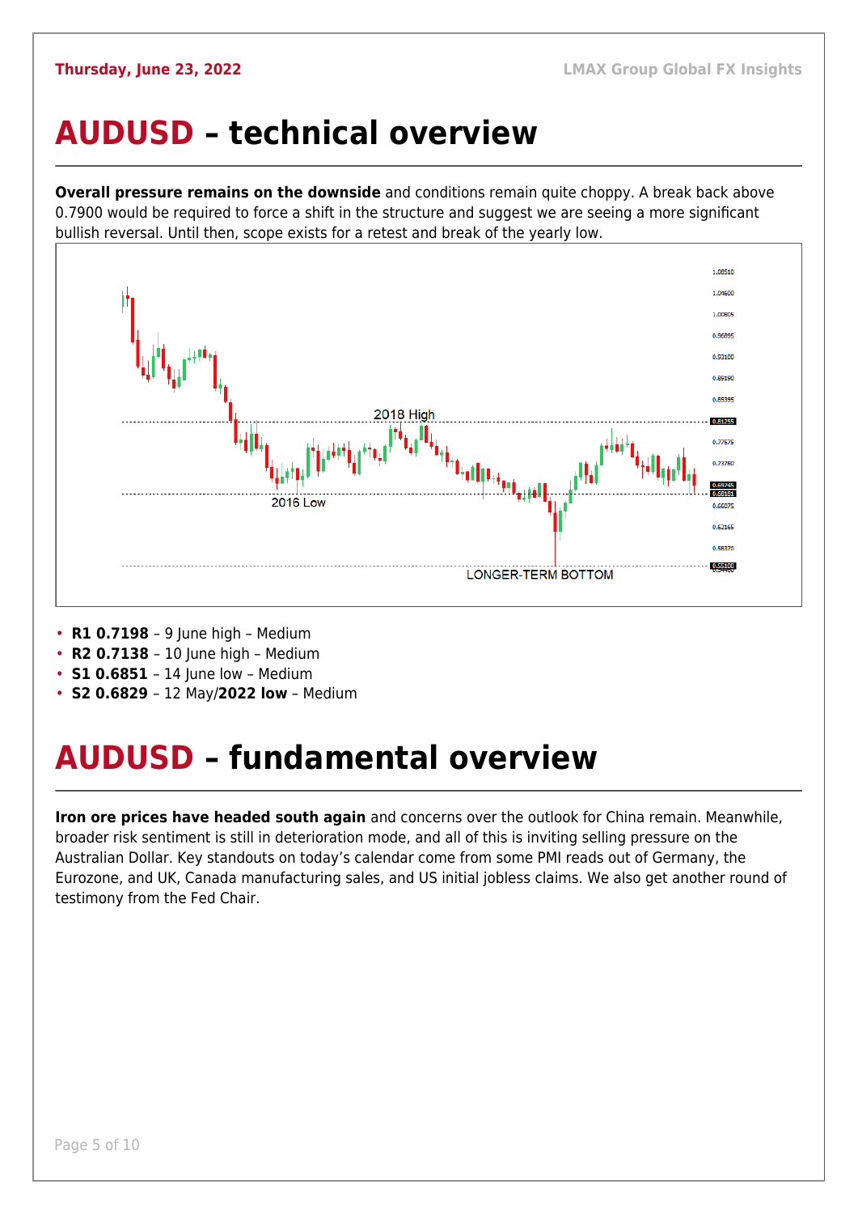# AUDUSD – technical overview

**Overall pressure remains on the downside** and conditions remain quite choppy. A break back above 0.7900 would be required to force a shift in the structure and suggest we are seeing a more significant bullish reversal. Until then, scope exists for a retest and break of the yearly low.

- **R1 0.7198** – 9 June high – Medium
- **R2 0.7138** – 10 June high – Medium
- **S1 0.6851** – 14 June low – Medium
- **S2 0.6829** – 12 May/**2022 low** – Medium

# AUDUSD – fundamental overview

**Iron ore prices have headed south again** and concerns over the outlook for China remain. Meanwhile, broader risk sentiment is still in deterioration mode, and all of this is inviting selling pressure on the Australian Dollar. Key standouts on today's calendar come from some PMI reads out of Germany, the Eurozone, and UK, Canada manufacturing sales, and US initial jobless claims. We also get another round of testimony from the Fed Chair.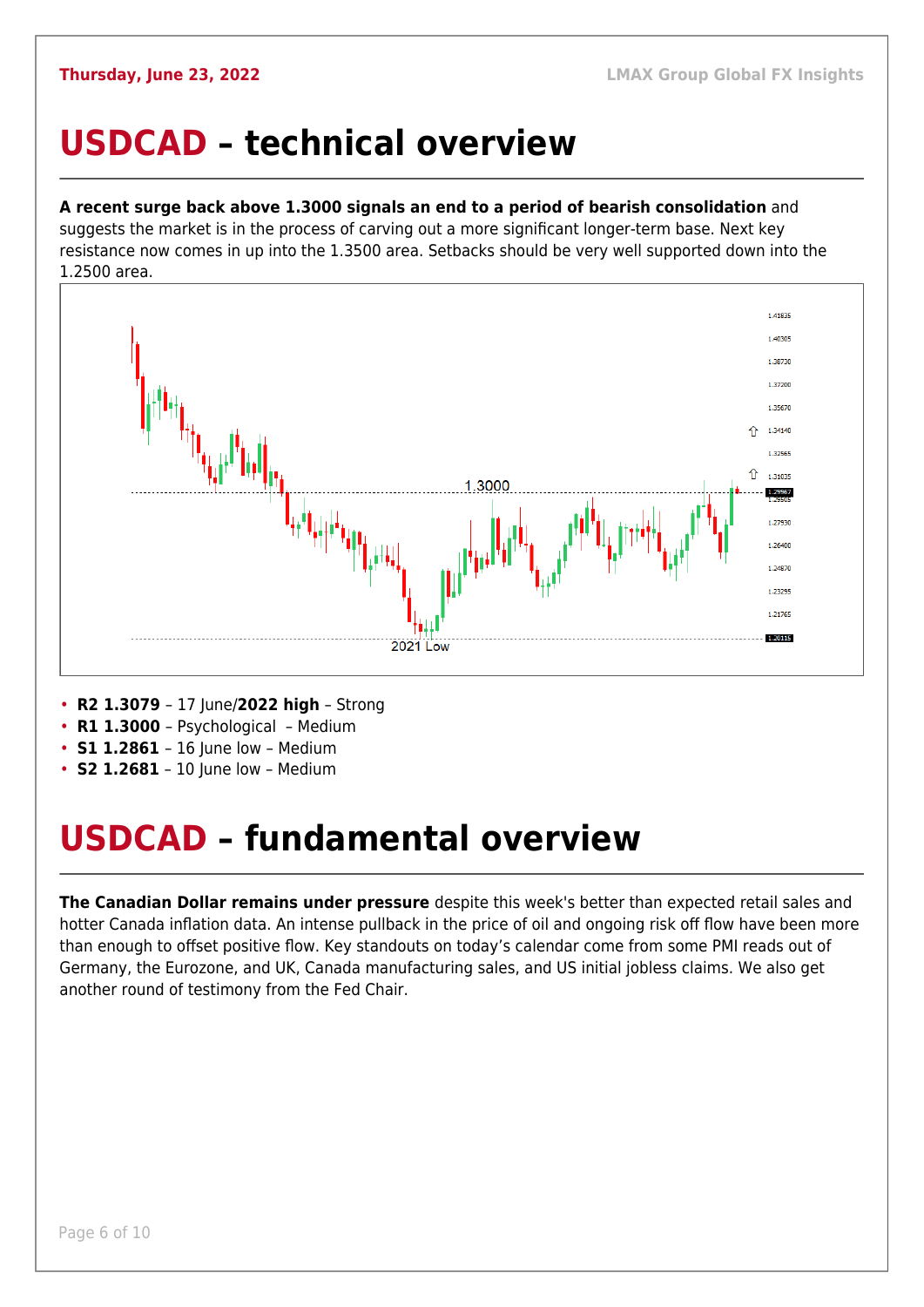# USDCAD – technical overview

**A recent surge back above 1.3000 signals an end to a period of bearish consolidation** and suggests the market is in the process of carving out a more significant longer-term base. Next key resistance now comes in up into the 1.3500 area. Setbacks should be very well supported down into the 1.2500 area.

- **R2 1.3079** – 17 June/**2022 high** – Strong
- **R1 1.3000** – Psychological – Medium
- **S1 1.2861** – 16 June low – Medium
- **S2 1.2681** – 10 June low – Medium

# USDCAD – fundamental overview

**The Canadian Dollar remains under pressure** despite this week's better than expected retail sales and hotter Canada inflation data. An intense pullback in the price of oil and ongoing risk off flow have been more than enough to offset positive flow. Key standouts on today's calendar come from some PMI reads out of Germany, the Eurozone, and UK, Canada manufacturing sales, and US initial jobless claims. We also get another round of testimony from the Fed Chair.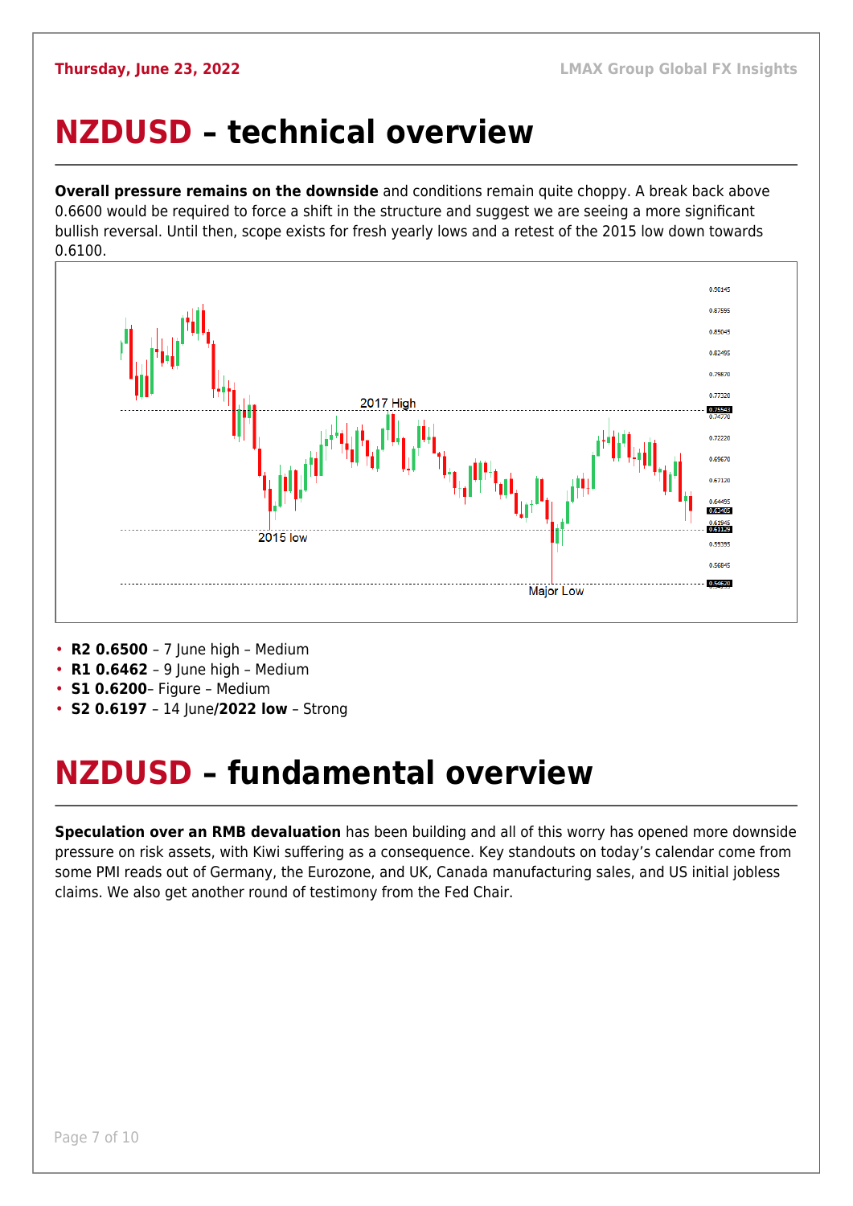# NZDUSD – technical overview

**Overall pressure remains on the downside** and conditions remain quite choppy. A break back above 0.6600 would be required to force a shift in the structure and suggest we are seeing a more significant bullish reversal. Until then, scope exists for fresh yearly lows and a retest of the 2015 low down towards 0.6100.

- **R2 0.6500** – 7 June high – Medium
- **R1 0.6462** – 9 June high – Medium
- **S1 0.6200**– Figure – Medium
- **S2 0.6197** – 14 June/**2022 low** – Strong

# NZDUSD – fundamental overview

**Speculation over an RMB devaluation** has been building and all of this worry has opened more downside pressure on risk assets, with Kiwi suffering as a consequence. Key standouts on today's calendar come from some PMI reads out of Germany, the Eurozone, and UK, Canada manufacturing sales, and US initial jobless claims. We also get another round of testimony from the Fed Chair.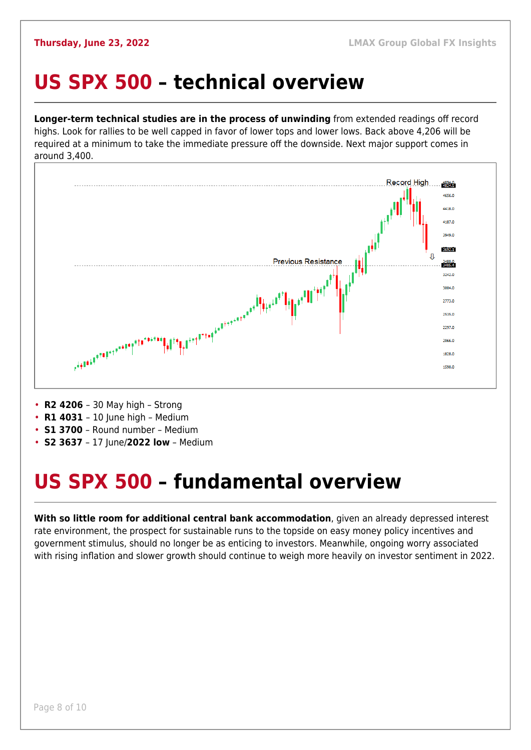# US SPX 500 – technical overview

**Longer-term technical studies are in the process of unwinding** from extended readings off record highs. Look for rallies to be well capped in favor of lower tops and lower lows. Back above 4,206 will be required at a minimum to take the immediate pressure off the downside. Next major support comes in around 3,400.

- **R2 4206** – 30 May high – Strong
- **R1 4031** – 10 June high – Medium
- **S1 3700** – Round number – Medium
- **S2 3637** – 17 June/**2022 low** – Medium

# US SPX 500 – fundamental overview

**With so little room for additional central bank accommodation**, given an already depressed interest rate environment, the prospect for sustainable runs to the topside on easy money policy incentives and government stimulus, should no longer be as enticing to investors. Meanwhile, ongoing worry associated with rising inflation and slower growth should continue to weigh more heavily on investor sentiment in 2022.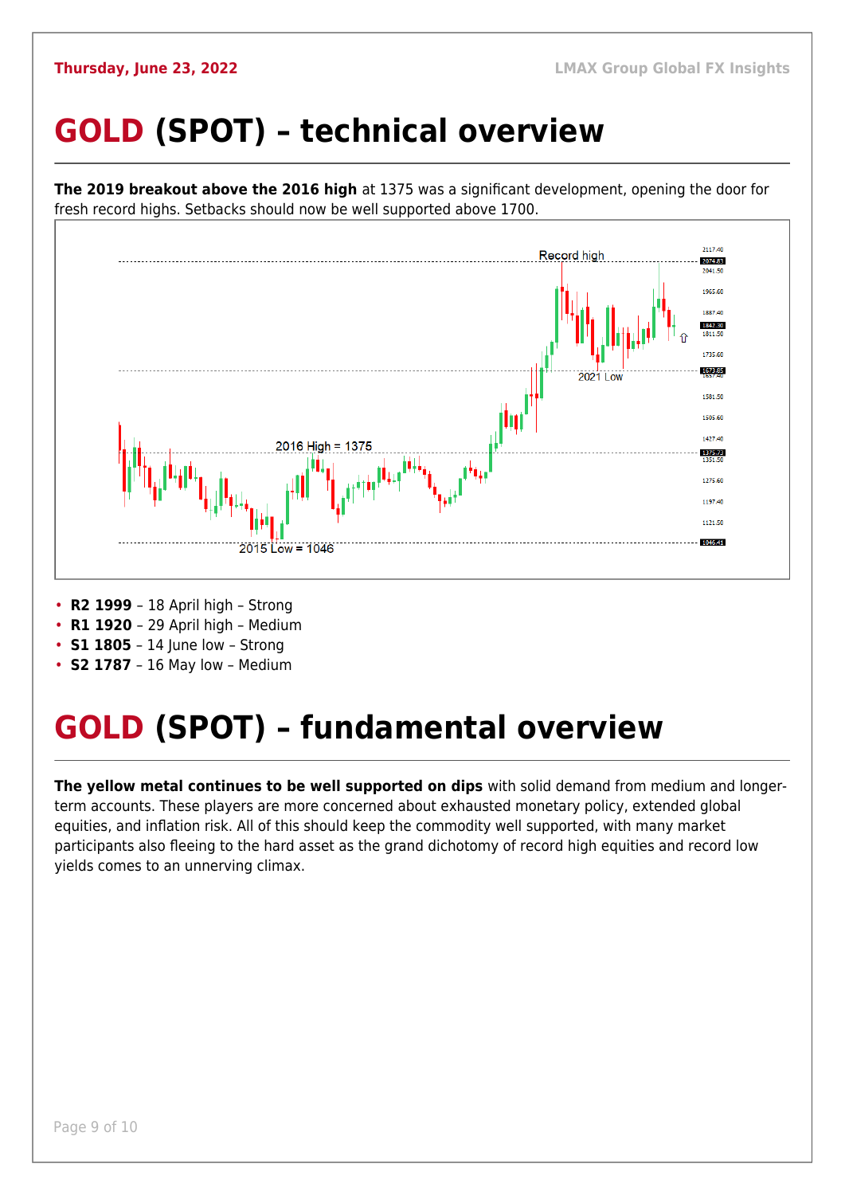# GOLD (SPOT) – technical overview

**The 2019 breakout above the 2016 high** at 1375 was a significant development, opening the door for fresh record highs. Setbacks should now be well supported above 1700.

- **R2 1999** – 18 April high – Strong
- **R1 1920** – 29 April high – Medium
- **S1 1805** – 14 June low – Strong
- **S2 1787** – 16 May low – Medium

# GOLD (SPOT) – fundamental overview

**The yellow metal continues to be well supported on dips** with solid demand from medium and longer-term accounts. These players are more concerned about exhausted monetary policy, extended global equities, and inflation risk. All of this should keep the commodity well supported, with many market participants also fleeing to the hard asset as the grand dichotomy of record high equities and record low yields comes to an unnerving climax.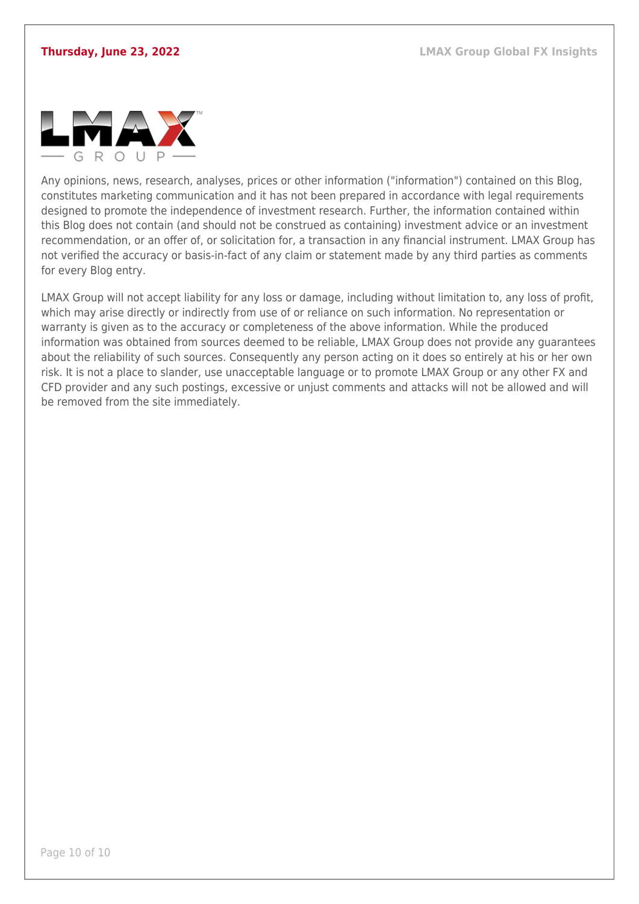Any opinions, news, research, analyses, prices or other information ("information") contained on this Blog, constitutes marketing communication and it has not been prepared in accordance with legal requirements designed to promote the independence of investment research. Further, the information contained within this Blog does not contain (and should not be construed as containing) investment advice or an investment recommendation, or an offer of, or solicitation for, a transaction in any financial instrument. LMAX Group has not verified the accuracy or basis-in-fact of any claim or statement made by any third parties as comments for every Blog entry.

LMAX Group will not accept liability for any loss or damage, including without limitation to, any loss of profit, which may arise directly or indirectly from use of or reliance on such information. No representation or warranty is given as to the accuracy or completeness of the above information. While the produced information was obtained from sources deemed to be reliable, LMAX Group does not provide any guarantees about the reliability of such sources. Consequently any person acting on it does so entirely at his or her own risk. It is not a place to slander, use unacceptable language or to promote LMAX Group or any other FX and CFD provider and any such postings, excessive or unjust comments and attacks will not be allowed and will be removed from the site immediately.